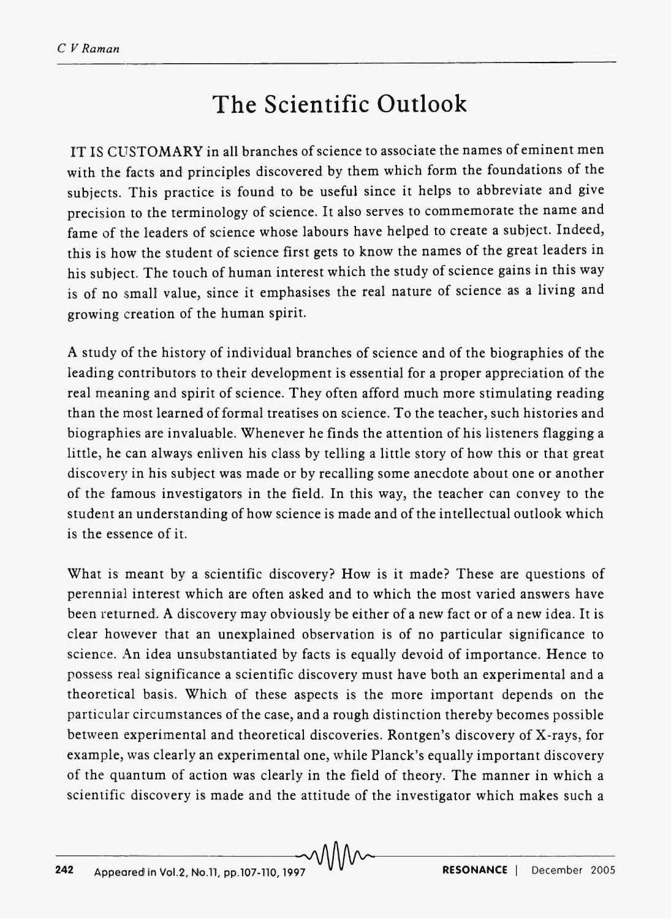C V Raman

# The Scientific Outlook

IT IS CUSTOMARY in all branches of science to associate the names of eminent men with the facts and principles discovered by them which form the foundations of the subjects. This practice is found to be useful since it helps to abbreviate and give precision to the terminology of science. It also serves to commemorate the name and fame of the leaders of science whose labours have helped to create a subject. Indeed, this is how the student of science first gets to know the names of the great leaders in his subject. The touch of human interest which the study of science gains in this way is of no small value, since it emphasises the real nature of science as a living and growing creation of the human spirit.

A study of the history of individual branches of science and of the biographies of the leading contributors to their development is essential for a proper appreciation of the real meaning and spirit of science. They often afford much more stimulating reading than the most learned of formal treatises on science. To the teacher, such histories and biographies are invaluable. Whenever he finds the attention of his listeners flagging a little, he can always enliven his class by telling a little story of how this or that great discovery in his subject was made or by recalling some anecdote about one or another of the famous investigators in the field. In this way, the teacher can convey to the student an understanding of how science is made and of the intellectual outlook which is the essence of it.

What is meant by a scientific discovery? How is it made? These are questions of perennial interest which are often asked and to which the most varied answers have been returned. A discovery may obviously be either of a new fact or of a new idea. It is clear however that an unexplained observation is of no particular significance to science. An idea unsubstantiated by facts is equally devoid of importance. Hence to possess real significance a scientific discovery must have both an experimental and a theoretical basis. Which of these aspects is the more important depends on the particular circumstances of the case, and a rough distinction thereby becomes possible between experimental and theoretical discoveries. Rontgen's discovery of X-rays, for example, was clearly an experimental one, while Planck's equally important discovery of the quantum of action was clearly in the field of theory. The manner in which a scientific discovery is made and the attitude of the investigator which makes such a

Appeared in Vol.2, No.11, pp.107-110, 1997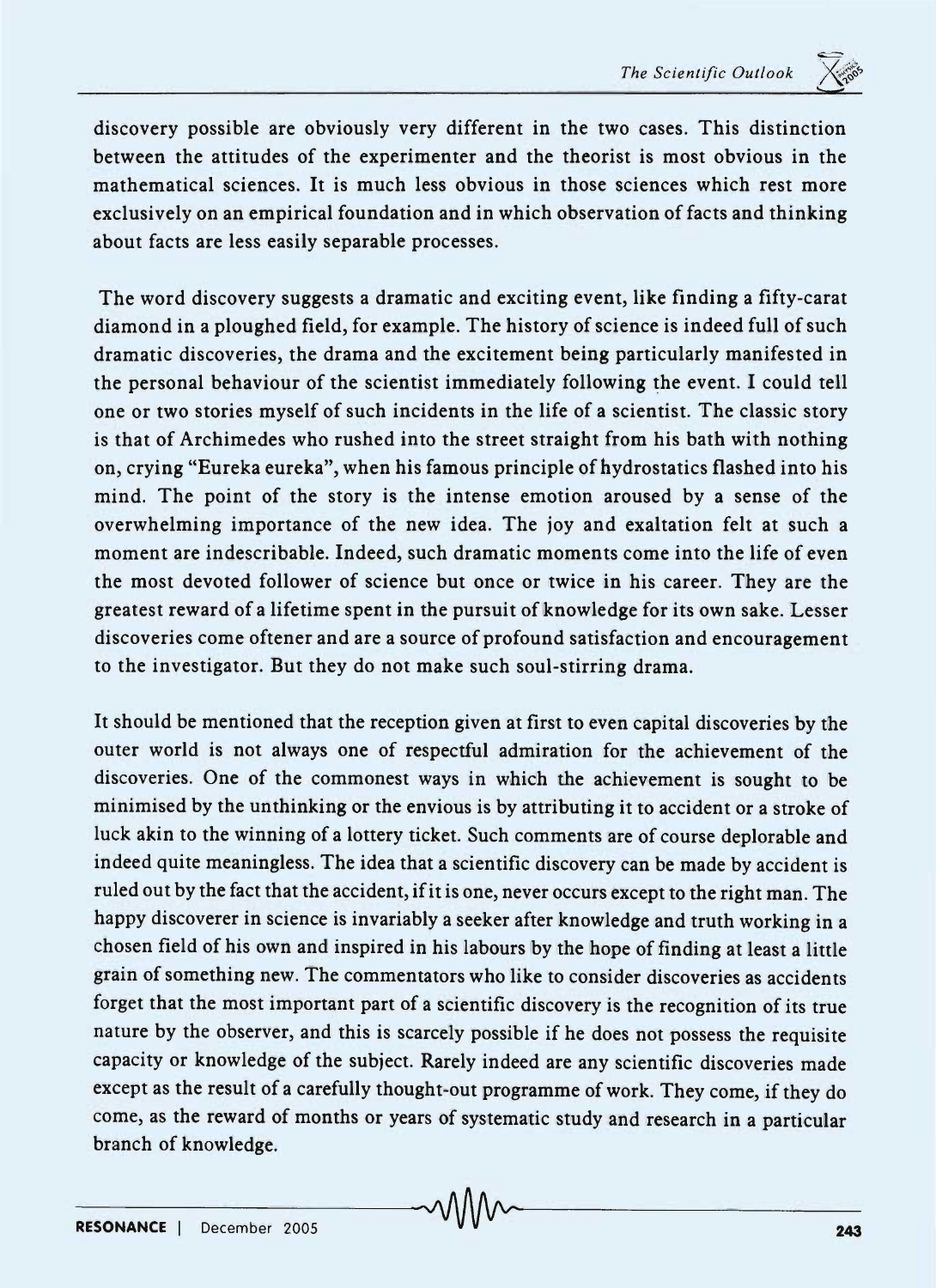discovery possible are obviously very different in the two cases. This distinction between the attitudes of the experimenter and the theorist is most obvious in the mathematical sciences. It is much less obvious in those sciences which rest more exclusively on an empirical foundation and in which observation of facts and thinking about facts are less easily separable processes.

The word discovery suggests a dramatic and exciting event, like finding a fifty-carat diamond in a ploughed field, for example. The history of science is indeed full of such dramatic discoveries, the drama and the excitement being particularly manifested in the personal behaviour of the scientist immediately following the event. I could tell one or two stories myself of such incidents in the life of a scientist. The classic story is that of Archimedes who rushed into the street straight from his bath with nothing on, crying "Eureka eureka", when his famous principle of hydrostatics flashed into his mind. The point of the story is the intense emotion aroused by a sense of the overwhelming importance of the new idea. The joy and exaltation felt at such a moment are indescribable. Indeed, such dramatic moments come into the life of even the most devoted follower of science but once or twice in his career. They are the greatest reward of a lifetime spent in the pursuit of knowledge for its own sake. Lesser discoveries come oftener and are a source of profound satisfaction and encouragement to the investigator. But they do not make such soul-stirring drama.

It should be mentioned that the reception given at first to even capital discoveries by the outer world is not always one of respectful admiration for the achievement of the discoveries. One of the commonest ways in which the achievement is sought to be minimised by the unthinking or the envious is by attributing it to accident or a stroke of luck akin to the winning of a lottery ticket. Such comments are of course deplorable and indeed quite meaningless. The idea that a scientific discovery can be made by accident is ruled out by the fact that the accident, if it is one, never occurs except to the right man. The happy discoverer in science is invariably a seeker after knowledge and truth working in a chosen field of his own and inspired in his labours by the hope of finding at least a little grain of something new. The commentators who like to consider discoveries as accidents forget that the most important part of a scientific discovery is the recognition of its true nature by the observer, and this is scarcely possible if he does not possess the requisite capacity or knowledge of the subject. Rarely indeed are any scientific discoveries made except as the result of a carefully thought-out programme of work. They come, if they do come, as the reward of months or years of systematic study and research in a particular branch of knowledge.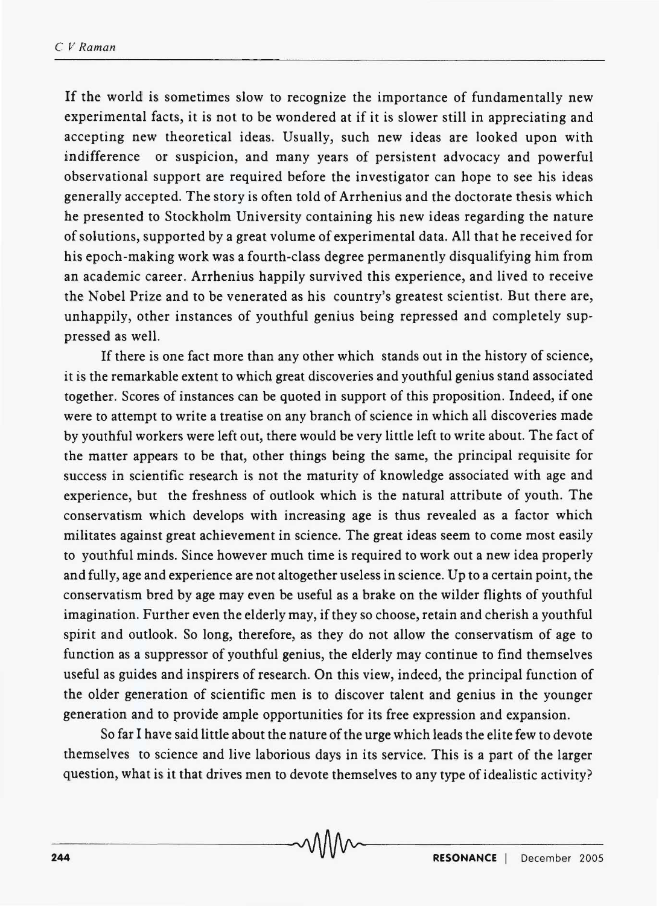If the world is sometimes slow to recognize the importance of fundamentally new experimental facts, it is not to be wondered at if it is slower still in appreciating and accepting new theoretical ideas. Usually, such new ideas are looked upon with indifference or suspicion, and many years of persistent advocacy and powerful observational support are required before the investigator can hope to see his ideas generally accepted. The story is often told of Arrhenius and the doctorate thesis which he presented to Stockholm University containing his new ideas regarding the nature of solutions, supported by a great volume of experimental data. All that he received for his epoch-making work was a fourth-class degree permanently disqualifying him from an academic career. Arrhenius happily survived this experience, and lived to receive the Nobel Prize and to be venerated as his country's greatest scientist. But there are, unhappily, other instances of youthful genius being repressed and completely suppressed as well.

If there is one fact more than any other which stands out in the history of science, it is the remarkable extent to which great discoveries and youthful genius stand associated together. Scores of instances can be quoted in support of this proposition. Indeed, if one were to attempt to write a treatise on any branch of science in which all discoveries made by youthful workers were left out, there would be very little left to write about. The fact of the matter appears to be that, other things being the same, the principal requisite for success in scientific research is not the maturity of knowledge associated with age and experience, but the freshness of outlook which is the natural attribute of youth. The conservatism which develops with increasing age is thus revealed as a factor which militates against great achievement in science. The great ideas seem to come most easily to youthful minds. Since however much time is required to work out a new idea properly and fully, age and experience are not altogether useless in science. Up to a certain point, the conservatism bred by age may even be useful as a brake on the wilder flights of youthful imagination. Further even the elderly may, if they so choose, retain and cherish a youthful spirit and outlook. So long, therefore, as they do not allow the conservatism of age to function as a suppressor of youthful genius, the elderly may continue to find themselves useful as guides and inspirers of research. On this view, indeed, the principal function of the older generation of scientific men is to discover talent and genius in the younger generation and to provide ample opportunities for its free expression and expansion.

So far I have said little about the nature of the urge which leads the elite few to devote themselves to science and live laborious days in its service. This is a part of the larger question, what is it that drives men to devote themselves to any type of idealistic activity?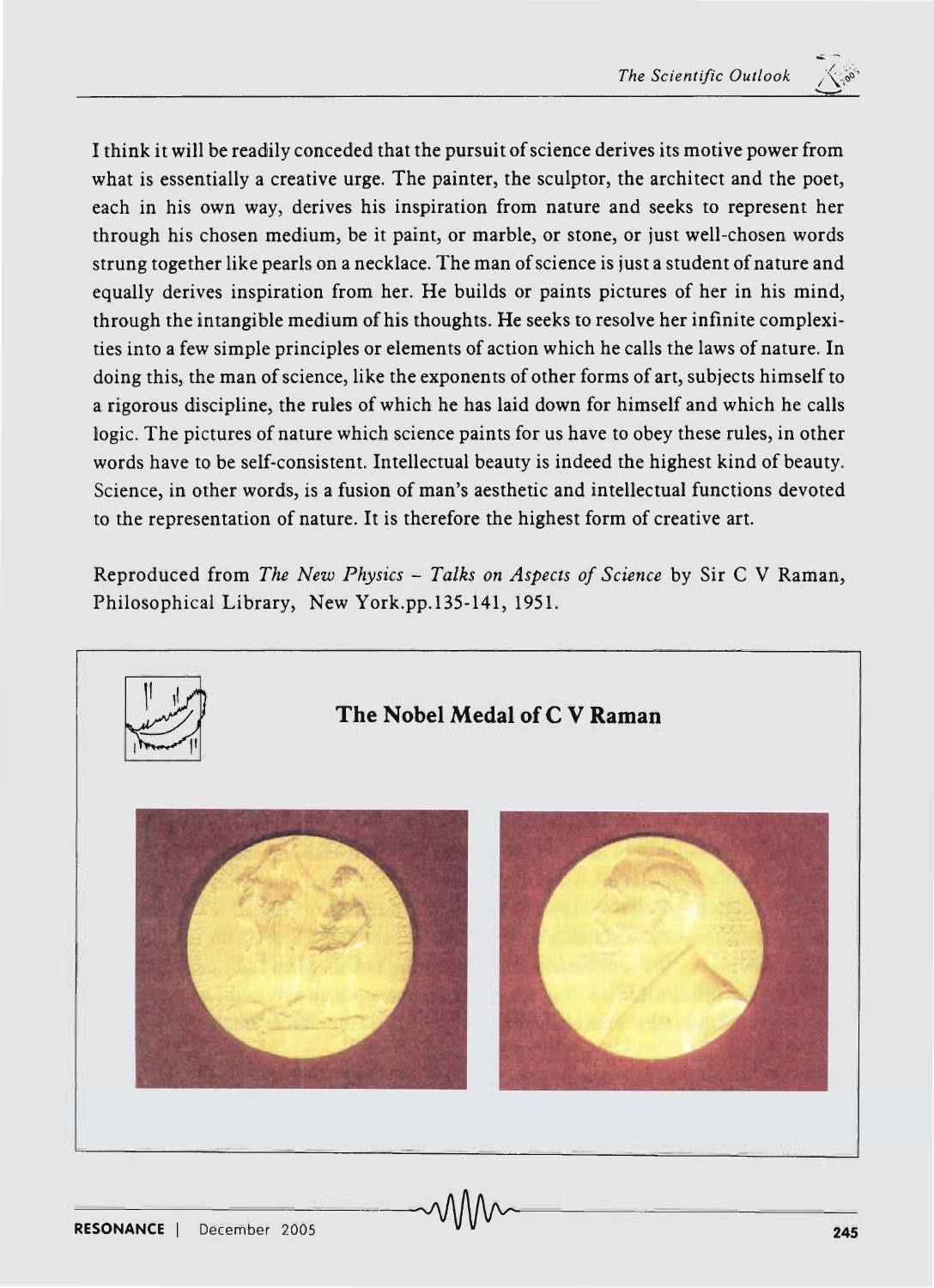I think it will be readily conceded that the pursuit of science derives its motive power from what is essentially a creative urge. The painter, the sculptor, the architect and the poet, each in his own way, derives his inspiration from nature and seeks to represent her through his chosen medium, be it paint, or marble, or stone, or just well-chosen words strung together like pearls on a necklace. The man of science is just a student of nature and equally derives inspiration from her. He builds or paints pictures of her in his mind, through the intangible medium of his thoughts. He seeks to resolve her infinite complexities into a few simple principles or elements of action which he calls the laws of nature. In doing this, the man of science, like the exponents of other forms of art, subjects himself to a rigorous discipline, the rules of which he has laid down for himself and which he calls logic. The pictures of nature which science paints for us have to obey these rules, in other words have to be self-consistent. Intellectual beauty is indeed the highest kind of beauty. Science, in other words, is a fusion of man's aesthetic and intellectual functions devoted to the representation of nature. It is therefore the highest form of creative art.

Reproduced from *The New Physics – Talks on Aspects of Science* by Sir C V Raman, Philosophical Library, New York.pp.135-141, 1951.

## The Nobel Medal of C V Raman